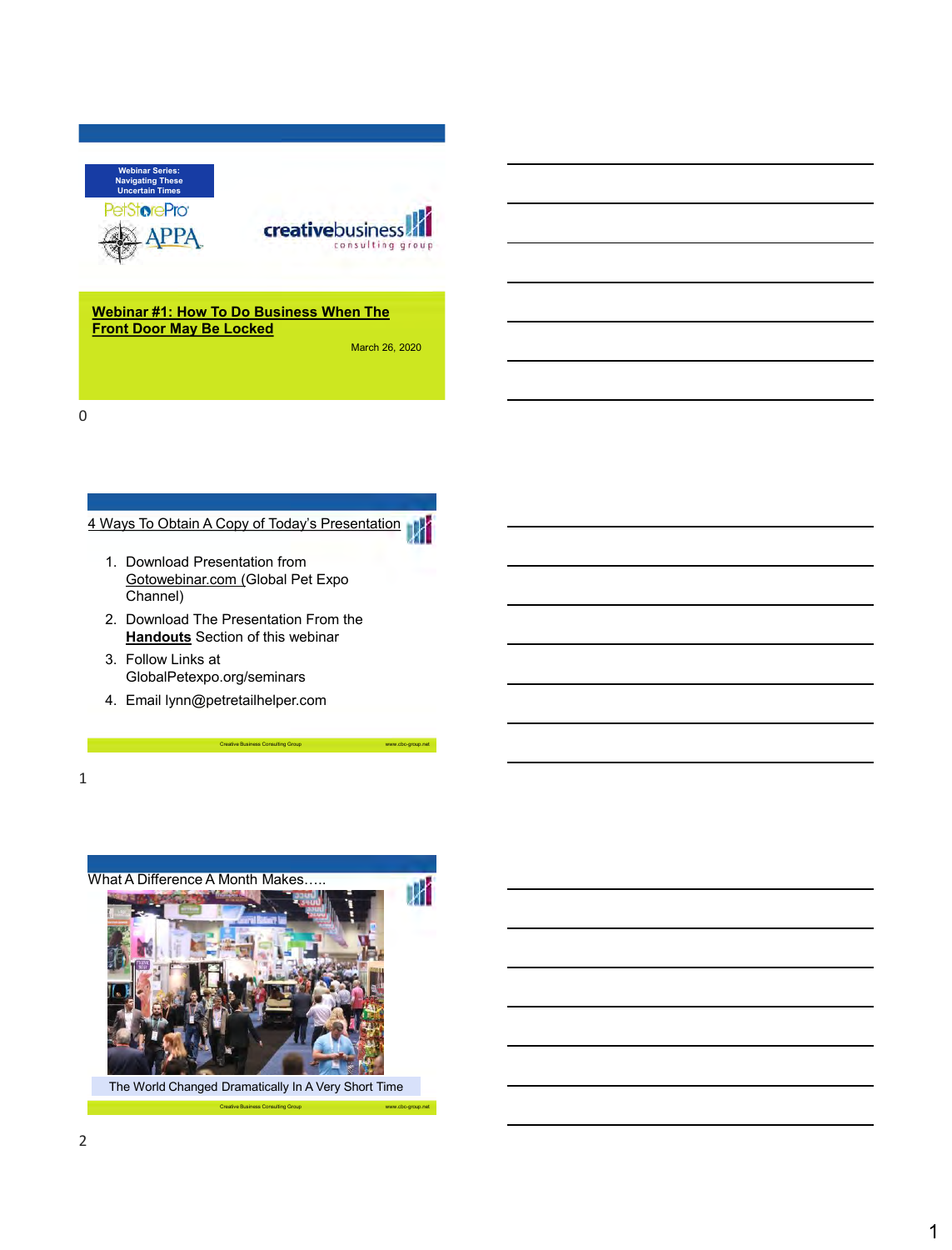Webinar Series: Navigating These Uncertain Times

PetStorePro

APPA

creativebusiness consulting group

## Webinar #1: How To Do Business When The Front Door May Be Locked

March 26, 2020

0

## 4 Ways To Obtain A Copy of Today's Presentation

1. Download Presentation from Gotowebinar.com (Global Pet Expo Channel)
2. Download The Presentation From the **Handouts** Section of this webinar
3. Follow Links at GlobalPetexpo.org/seminars
4. Email lynn@petretailhelper.com

Creative Business Consulting Group    www.cbc-group.net

1

## What A Difference A Month Makes…..

The World Changed Dramatically In A Very Short Time

Creative Business Consulting Group    www.cbc-group.net

2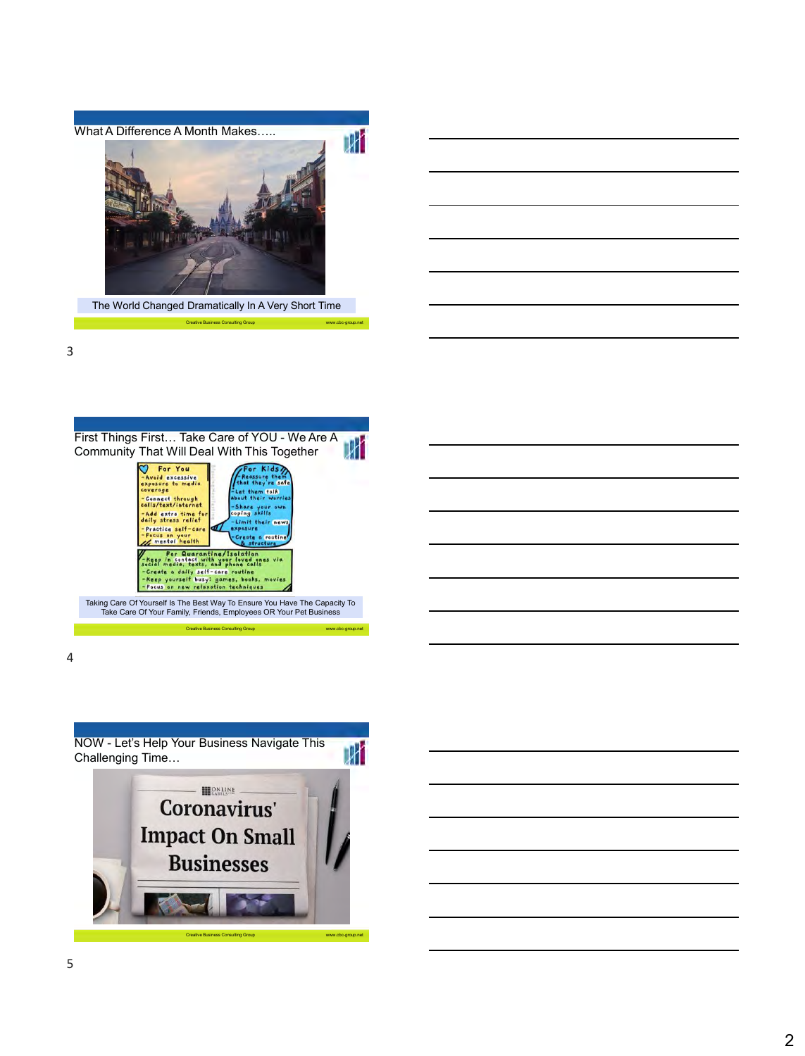## What A Difference A Month Makes…..

The World Changed Dramatically In A Very Short Time

Creative Business Consulting Group www.cbc-group.net

## First Things First… Take Care of YOU - We Are A Community That Will Deal With This Together

**For You**
- Avoid excessive exposure to media coverage
- Connect through calls/text/internet
- Add extra time for daily stress relief
- Practice self-care
- Focus on your mental health

**For Kids**
- Reassure them that they're safe
- Let them talk about their worries
- Share your own coping skills
- Limit their news exposure
- Create a routine & structure

**For Quarantine/Isolation**
- Keep in contact with your loved ones via social media, texts, and phone calls
- Create a daily self-care routine
- Keep yourself busy: games, books, movies
- Focus on new relaxation techniques

Taking Care Of Yourself Is The Best Way To Ensure You Have The Capacity To Take Care Of Your Family, Friends, Employees OR Your Pet Business

Creative Business Consulting Group www.cbc-group.net

## NOW - Let's Help Your Business Navigate This Challenging Time…

Coronavirus' Impact On Small Businesses

Creative Business Consulting Group www.cbc-group.net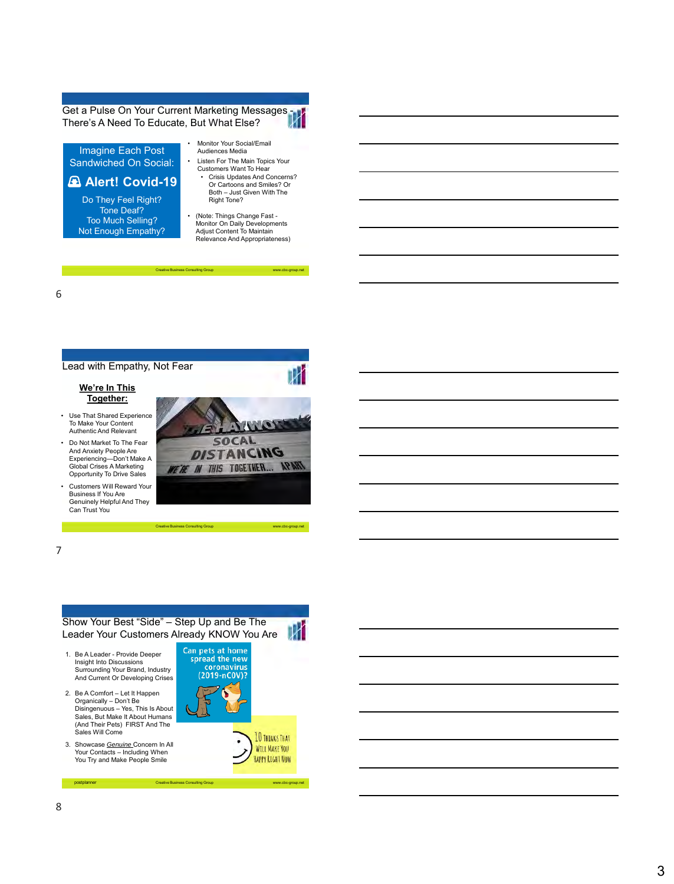## Get a Pulse On Your Current Marketing Messages - There's A Need To Educate, But What Else?

Imagine Each Post Sandwiched On Social:

**Alert! Covid-19**

Do They Feel Right?
Tone Deaf?
Too Much Selling?
Not Enough Empathy?

- Monitor Your Social/Email Audiences Media
- Listen For The Main Topics Your Customers Want To Hear
  - Crisis Updates And Concerns? Or Cartoons and Smiles? Or Both – Just Given With The Right Tone?
- (Note: Things Change Fast - Monitor On Daily Developments Adjust Content To Maintain Relevance And Appropriateness)

Creative Business Consulting Group www.cbc-group.net

6

## Lead with Empathy, Not Fear

**We're In This Together:**

- Use That Shared Experience To Make Your Content Authentic And Relevant
- Do Not Market To The Fear And Anxiety People Are Experiencing—Don't Make A Global Crises A Marketing Opportunity To Drive Sales
- Customers Will Reward Your Business If You Are Genuinely Helpful And They Can Trust You

Creative Business Consulting Group www.cbc-group.net

7

## Show Your Best "Side" – Step Up and Be The Leader Your Customers Already KNOW You Are

1. Be A Leader - Provide Deeper Insight Into Discussions Surrounding Your Brand, Industry And Current Or Developing Crises
2. Be A Comfort – Let It Happen Organically – Don't Be Disingenuous – Yes, This Is About Sales, But Make It About Humans (And Their Pets) FIRST And The Sales Will Come
3. Showcase *Genuine* Concern In All Your Contacts – Including When You Try and Make People Smile

postplanner Creative Business Consulting Group www.cbc-group.net

8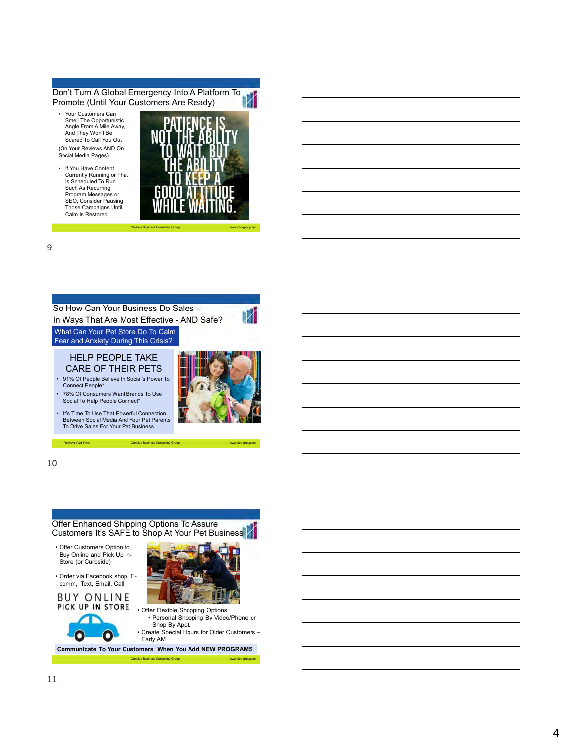## Don't Turn A Global Emergency Into A Platform To Promote (Until Your Customers Are Ready)

- Your Customers Can Smell The Opportunistic Angle From A Mile Away, And They Won't Be Scared To Call You Out

(On Your Reviews AND On Social Media Pages)

- If You Have Content Currently Running or That Is Scheduled To Run Such As Recurring Program Messages or SEO, Consider Pausing Those Campaigns Until Calm Is Restored

PATIENCE IS NOT THE ABILITY TO WAIT, BUT THE ABILITY TO KEEP A GOOD ATTITUDE WHILE WAITING.

Creative Business Consulting Group www.cbc-group.net

9

## So How Can Your Business Do Sales – In Ways That Are Most Effective - AND Safe?

**What Can Your Pet Store Do To Calm Fear and Anxiety During This Crisis?**

### HELP PEOPLE TAKE CARE OF THEIR PETS

- 91% Of People Believe In Social's Power To Connect People*
- 78% Of Consumers Want Brands To Use Social To Help People Connect*
- It's Time To Use That Powerful Connection Between Social Media And Your Pet Parents To Drive Sales For Your Pet Business

*Brands Get Real

Creative Business Consulting Group www.cbc-group.net

10

## Offer Enhanced Shipping Options To Assure Customers It's SAFE to Shop At Your Pet Business

- Offer Customers Option to Buy Online and Pick Up In-Store (or Curbside)
- Order via Facebook shop, E-comm, Text, Email, Call

BUY ONLINE PICK UP IN STORE

- Offer Flexible Shopping Options
  - Personal Shopping By Video/Phone or Shop By Appt.
- Create Special Hours for Older Customers – Early AM

**Communicate To Your Customers When You Add NEW PROGRAMS**

Creative Business Consulting Group www.cbc-group.net

11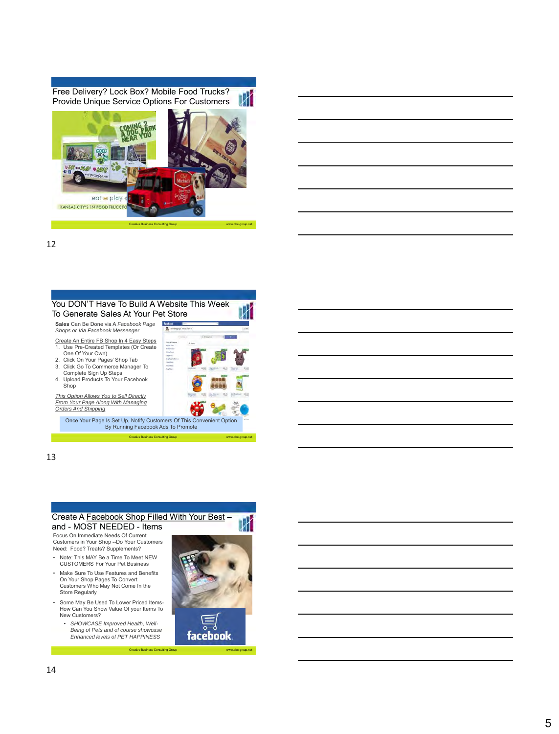## Free Delivery? Lock Box? Mobile Food Trucks? Provide Unique Service Options For Customers

Creative Business Consulting Group www.cbc-group.net

## You DON'T Have To Build A Website This Week To Generate Sales At Your Pet Store

**Sales** Can Be Done via A *Facebook Page Shops or Via Facebook Messenger*

Create An Entire FB Shop In 4 Easy Steps

1. Use Pre-Created Templates (Or Create One Of Your Own)
2. Click On Your Pages' Shop Tab
3. Click Go To Commerce Manager To Complete Sign Up Steps
4. Upload Products To Your Facebook Shop

*This Option Allows You to Sell Directly From Your Page Along With Managing Orders And Shipping*

Once Your Page Is Set Up, Notify Customers Of This Convenient Option By Running Facebook Ads To Promote

Creative Business Consulting Group www.cbc-group.net

## Create A Facebook Shop Filled With Your Best – and - MOST NEEDED - Items

Focus On Immediate Needs Of Current Customers in Your Shop --Do Your Customers Need: Food? Treats? Supplements?

- Note: This MAY Be a Time To Meet NEW CUSTOMERS For Your Pet Business
- Make Sure To Use Features and Benefits On Your Shop Pages To Convert Customers Who May Not Come In the Store Regularly
- Some May Be Used To Lower Priced Items- How Can You Show Value Of your Items To New Customers?
  - *SHOWCASE Improved Health, Well-Being of Pets and of course showcase Enhanced levels of PET HAPPINESS*

Creative Business Consulting Group www.cbc-group.net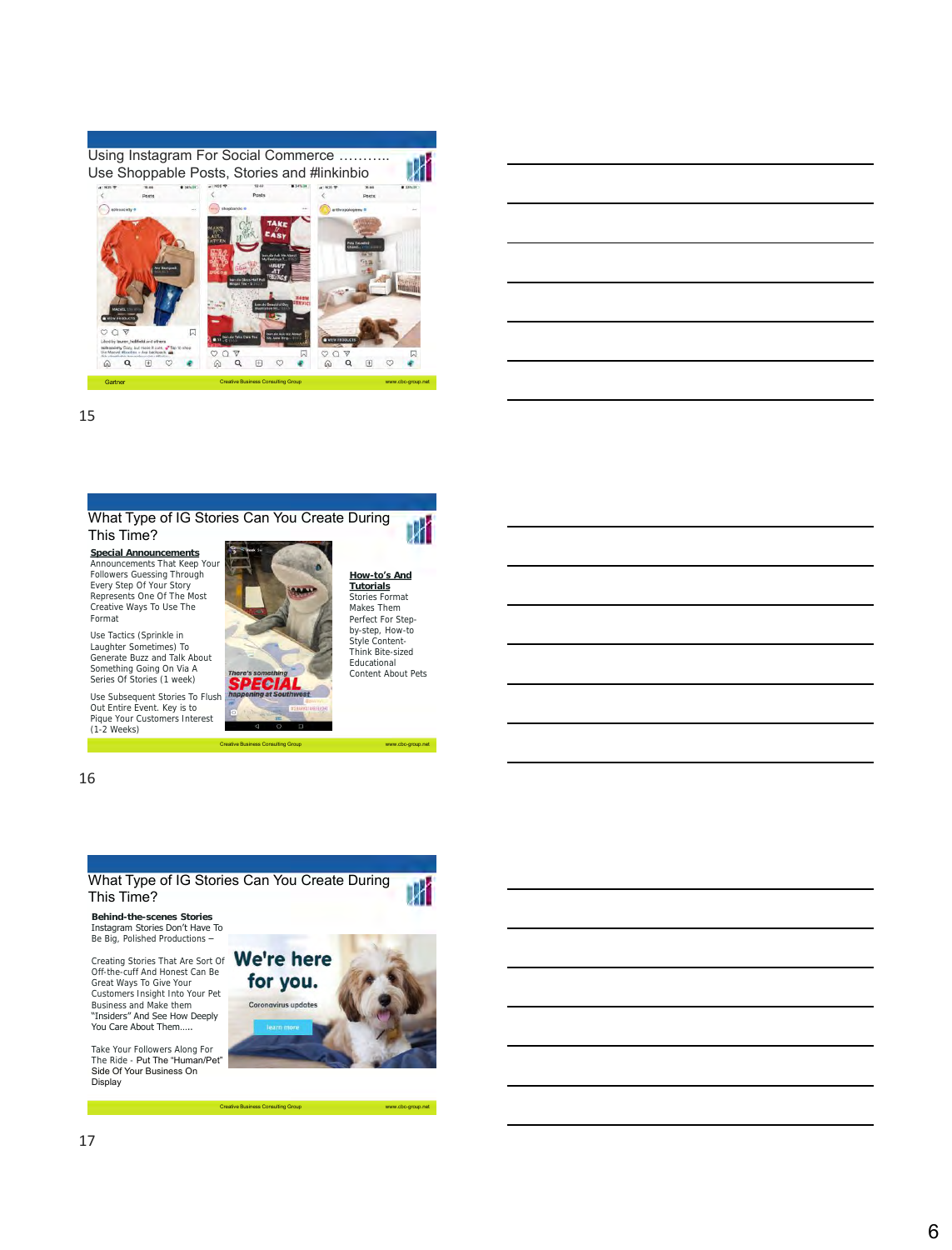## Using Instagram For Social Commerce ……….. Use Shoppable Posts, Stories and #linkinbio

Gartner | Creative Business Consulting Group | www.cbc-group.net

## What Type of IG Stories Can You Create During This Time?

**Special Announcements**
Announcements That Keep Your Followers Guessing Through Every Step Of Your Story Represents One Of The Most Creative Ways To Use The Format

Use Tactics (Sprinkle in Laughter Sometimes) To Generate Buzz and Talk About Something Going On Via A Series Of Stories (1 week)

Use Subsequent Stories To Flush Out Entire Event. Key is to Pique Your Customers Interest (1-2 Weeks)

**How-to's And Tutorials**
Stories Format Makes Them Perfect For Step-by-step, How-to Style Content-Think Bite-sized Educational Content About Pets

Creative Business Consulting Group | www.cbc-group.net

## What Type of IG Stories Can You Create During This Time?

**Behind-the-scenes Stories**
Instagram Stories Don't Have To Be Big, Polished Productions –

Creating Stories That Are Sort Of Off-the-cuff And Honest Can Be Great Ways To Give Your Customers Insight Into Your Pet Business and Make them "Insiders" And See How Deeply You Care About Them…..

Take Your Followers Along For The Ride - Put The "Human/Pet" Side Of Your Business On Display

Creative Business Consulting Group | www.cbc-group.net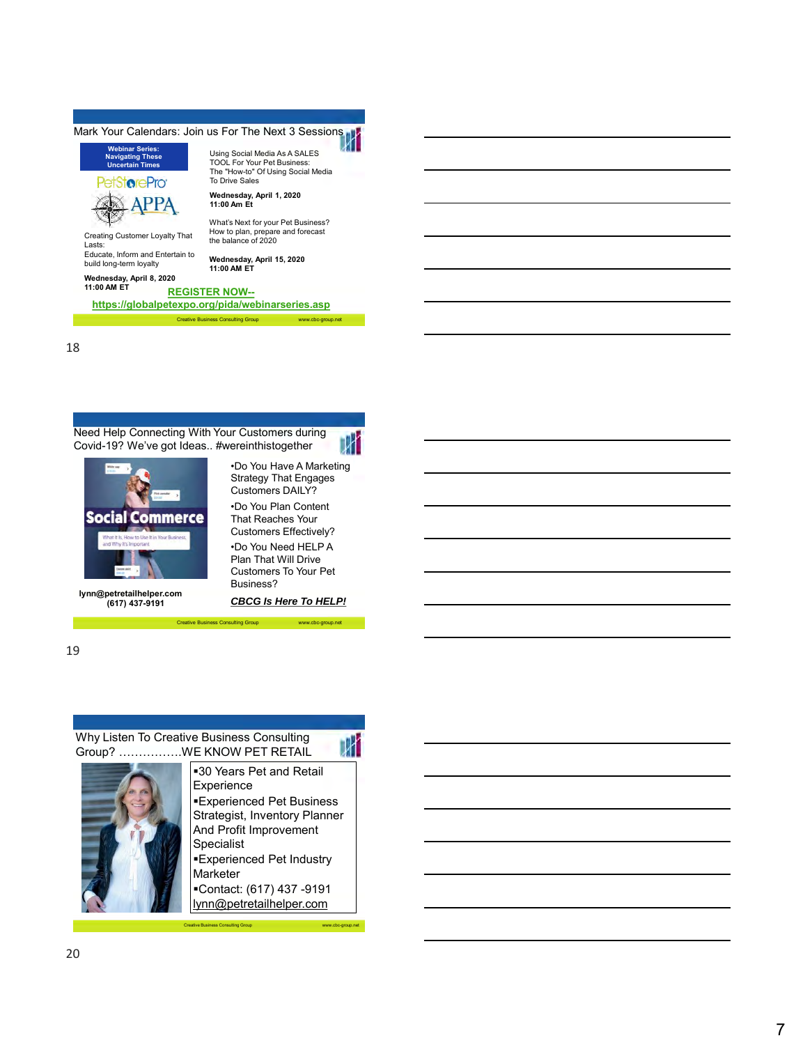## Mark Your Calendars: Join us For The Next 3 Sessions

**Webinar Series: Navigating These Uncertain Times**

PetStorePro APPA

Using Social Media As A SALES TOOL For Your Pet Business: The "How-to" Of Using Social Media To Drive Sales

**Wednesday, April 1, 2020**
**11:00 Am Et**

What's Next for your Pet Business? How to plan, prepare and forecast the balance of 2020

**Wednesday, April 15, 2020**
**11:00 AM ET**

Creating Customer Loyalty That Lasts: Educate, Inform and Entertain to build long-term loyalty

**Wednesday, April 8, 2020**
**11:00 AM ET**

**REGISTER NOW--**

**https://globalpetexpo.org/pida/webinarseries.asp**

Creative Business Consulting Group www.cbc-group.net

18

## Need Help Connecting With Your Customers during Covid-19? We've got Ideas.. #wereinthistogether

Social Commerce

- Do You Have A Marketing Strategy That Engages Customers DAILY?
- Do You Plan Content That Reaches Your Customers Effectively?
- Do You Need HELP A Plan That Will Drive Customers To Your Pet Business?

***CBCG Is Here To HELP!***

**lynn@petretailhelper.com**
**(617) 437-9191**

Creative Business Consulting Group www.cbc-group.net

19

## Why Listen To Creative Business Consulting Group? ................WE KNOW PET RETAIL

- 30 Years Pet and Retail Experience
- Experienced Pet Business Strategist, Inventory Planner And Profit Improvement Specialist
- Experienced Pet Industry Marketer
- Contact: (617) 437 -9191 lynn@petretailhelper.com

Creative Business Consulting Group www.cbc-group.net

20